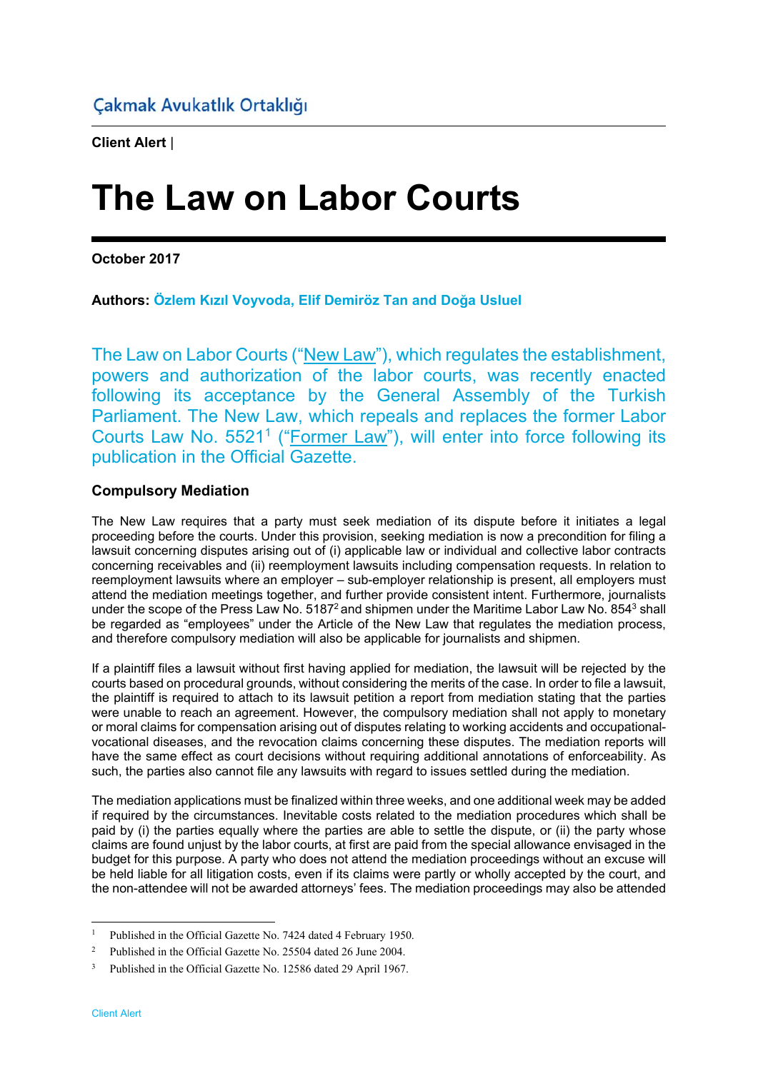Çakmak Avukatlık Ortaklığı

**Client Alert** |

# The Law on Labor Courts

**October 2017**

**Authors:** Özlem Kızıl Voyvoda, Elif Demiröz Tan and Doğa Usluel

The Law on Labor Courts ("New Law"), which regulates the establishment, powers and authorization of the labor courts, was recently enacted following its acceptance by the General Assembly of the Turkish Parliament. The New Law, which repeals and replaces the former Labor Courts Law No. 5521[1] ("Former Law"), will enter into force following its publication in the Official Gazette.

### Compulsory Mediation

The New Law requires that a party must seek mediation of its dispute before it initiates a legal proceeding before the courts. Under this provision, seeking mediation is now a precondition for filing a lawsuit concerning disputes arising out of (i) applicable law or individual and collective labor contracts concerning receivables and (ii) reemployment lawsuits including compensation requests. In relation to reemployment lawsuits where an employer – sub-employer relationship is present, all employers must attend the mediation meetings together, and further provide consistent intent. Furthermore, journalists under the scope of the Press Law No. 5187[2] and shipmen under the Maritime Labor Law No. 854[3] shall be regarded as "employees" under the Article of the New Law that regulates the mediation process, and therefore compulsory mediation will also be applicable for journalists and shipmen.

If a plaintiff files a lawsuit without first having applied for mediation, the lawsuit will be rejected by the courts based on procedural grounds, without considering the merits of the case. In order to file a lawsuit, the plaintiff is required to attach to its lawsuit petition a report from mediation stating that the parties were unable to reach an agreement. However, the compulsory mediation shall not apply to monetary or moral claims for compensation arising out of disputes relating to working accidents and occupational-vocational diseases, and the revocation claims concerning these disputes. The mediation reports will have the same effect as court decisions without requiring additional annotations of enforceability. As such, the parties also cannot file any lawsuits with regard to issues settled during the mediation.

The mediation applications must be finalized within three weeks, and one additional week may be added if required by the circumstances. Inevitable costs related to the mediation procedures which shall be paid by (i) the parties equally where the parties are able to settle the dispute, or (ii) the party whose claims are found unjust by the labor courts, at first are paid from the special allowance envisaged in the budget for this purpose. A party who does not attend the mediation proceedings without an excuse will be held liable for all litigation costs, even if its claims were partly or wholly accepted by the court, and the non-attendee will not be awarded attorneys' fees. The mediation proceedings may also be attended

---

[1] Published in the Official Gazette No. 7424 dated 4 February 1950.

[2] Published in the Official Gazette No. 25504 dated 26 June 2004.

[3] Published in the Official Gazette No. 12586 dated 29 April 1967.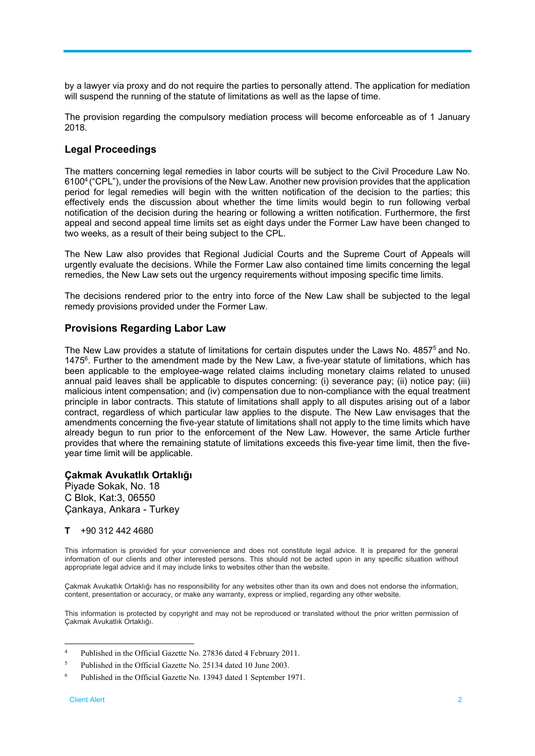by a lawyer via proxy and do not require the parties to personally attend. The application for mediation will suspend the running of the statute of limitations as well as the lapse of time.

The provision regarding the compulsory mediation process will become enforceable as of 1 January 2018.

## Legal Proceedings

The matters concerning legal remedies in labor courts will be subject to the Civil Procedure Law No. 6100[4] ("CPL"), under the provisions of the New Law. Another new provision provides that the application period for legal remedies will begin with the written notification of the decision to the parties; this effectively ends the discussion about whether the time limits would begin to run following verbal notification of the decision during the hearing or following a written notification. Furthermore, the first appeal and second appeal time limits set as eight days under the Former Law have been changed to two weeks, as a result of their being subject to the CPL.

The New Law also provides that Regional Judicial Courts and the Supreme Court of Appeals will urgently evaluate the decisions. While the Former Law also contained time limits concerning the legal remedies, the New Law sets out the urgency requirements without imposing specific time limits.

The decisions rendered prior to the entry into force of the New Law shall be subjected to the legal remedy provisions provided under the Former Law.

## Provisions Regarding Labor Law

The New Law provides a statute of limitations for certain disputes under the Laws No. 4857[5] and No. 1475[6]. Further to the amendment made by the New Law, a five-year statute of limitations, which has been applicable to the employee-wage related claims including monetary claims related to unused annual paid leaves shall be applicable to disputes concerning: (i) severance pay; (ii) notice pay; (iii) malicious intent compensation; and (iv) compensation due to non-compliance with the equal treatment principle in labor contracts. This statute of limitations shall apply to all disputes arising out of a labor contract, regardless of which particular law applies to the dispute. The New Law envisages that the amendments concerning the five-year statute of limitations shall not apply to the time limits which have already begun to run prior to the enforcement of the New Law. However, the same Article further provides that where the remaining statute of limitations exceeds this five-year time limit, then the five-year time limit will be applicable.

**Çakmak Avukatlık Ortaklığı**
Piyade Sokak, No. 18
C Blok, Kat:3, 06550
Çankaya, Ankara - Turkey

**T** +90 312 442 4680

This information is provided for your convenience and does not constitute legal advice. It is prepared for the general information of our clients and other interested persons. This should not be acted upon in any specific situation without appropriate legal advice and it may include links to websites other than the website.

Çakmak Avukatlık Ortaklığı has no responsibility for any websites other than its own and does not endorse the information, content, presentation or accuracy, or make any warranty, express or implied, regarding any other website.

This information is protected by copyright and may not be reproduced or translated without the prior written permission of Çakmak Avukatlık Ortaklığı.

---

[4] Published in the Official Gazette No. 27836 dated 4 February 2011.

[5] Published in the Official Gazette No. 25134 dated 10 June 2003.

[6] Published in the Official Gazette No. 13943 dated 1 September 1971.